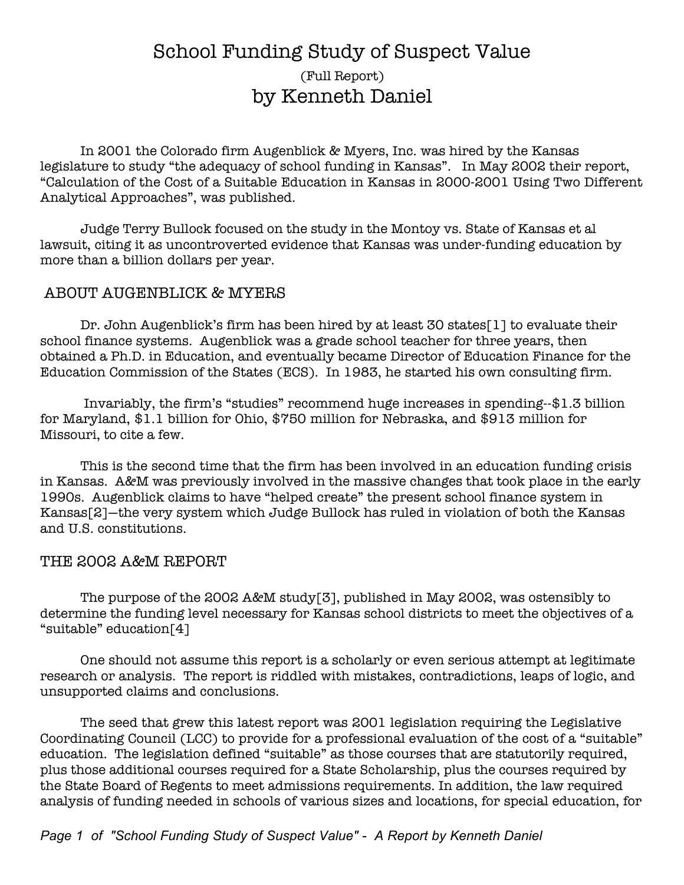# School Funding Study of Suspect Value

(Full Report)

## by Kenneth Daniel

In 2001 the Colorado firm Augenblick & Myers, Inc. was hired by the Kansas legislature to study "the adequacy of school funding in Kansas". In May 2002 their report, "Calculation of the Cost of a Suitable Education in Kansas in 2000-2001 Using Two Different Analytical Approaches", was published.

Judge Terry Bullock focused on the study in the Montoy vs. State of Kansas et al lawsuit, citing it as uncontroverted evidence that Kansas was under-funding education by more than a billion dollars per year.

## ABOUT AUGENBLICK & MYERS

Dr. John Augenblick's firm has been hired by at least 30 states[1] to evaluate their school finance systems. Augenblick was a grade school teacher for three years, then obtained a Ph.D. in Education, and eventually became Director of Education Finance for the Education Commission of the States (ECS). In 1983, he started his own consulting firm.

Invariably, the firm's "studies" recommend huge increases in spending--$1.3 billion for Maryland, $1.1 billion for Ohio, $750 million for Nebraska, and $913 million for Missouri, to cite a few.

This is the second time that the firm has been involved in an education funding crisis in Kansas. A&M was previously involved in the massive changes that took place in the early 1990s. Augenblick claims to have "helped create" the present school finance system in Kansas[2]—the very system which Judge Bullock has ruled in violation of both the Kansas and U.S. constitutions.

## THE 2002 A&M REPORT

The purpose of the 2002 A&M study[3], published in May 2002, was ostensibly to determine the funding level necessary for Kansas school districts to meet the objectives of a "suitable" education[4]

One should not assume this report is a scholarly or even serious attempt at legitimate research or analysis. The report is riddled with mistakes, contradictions, leaps of logic, and unsupported claims and conclusions.

The seed that grew this latest report was 2001 legislation requiring the Legislative Coordinating Council (LCC) to provide for a professional evaluation of the cost of a "suitable" education. The legislation defined "suitable" as those courses that are statutorily required, plus those additional courses required for a State Scholarship, plus the courses required by the State Board of Regents to meet admissions requirements. In addition, the law required analysis of funding needed in schools of various sizes and locations, for special education, for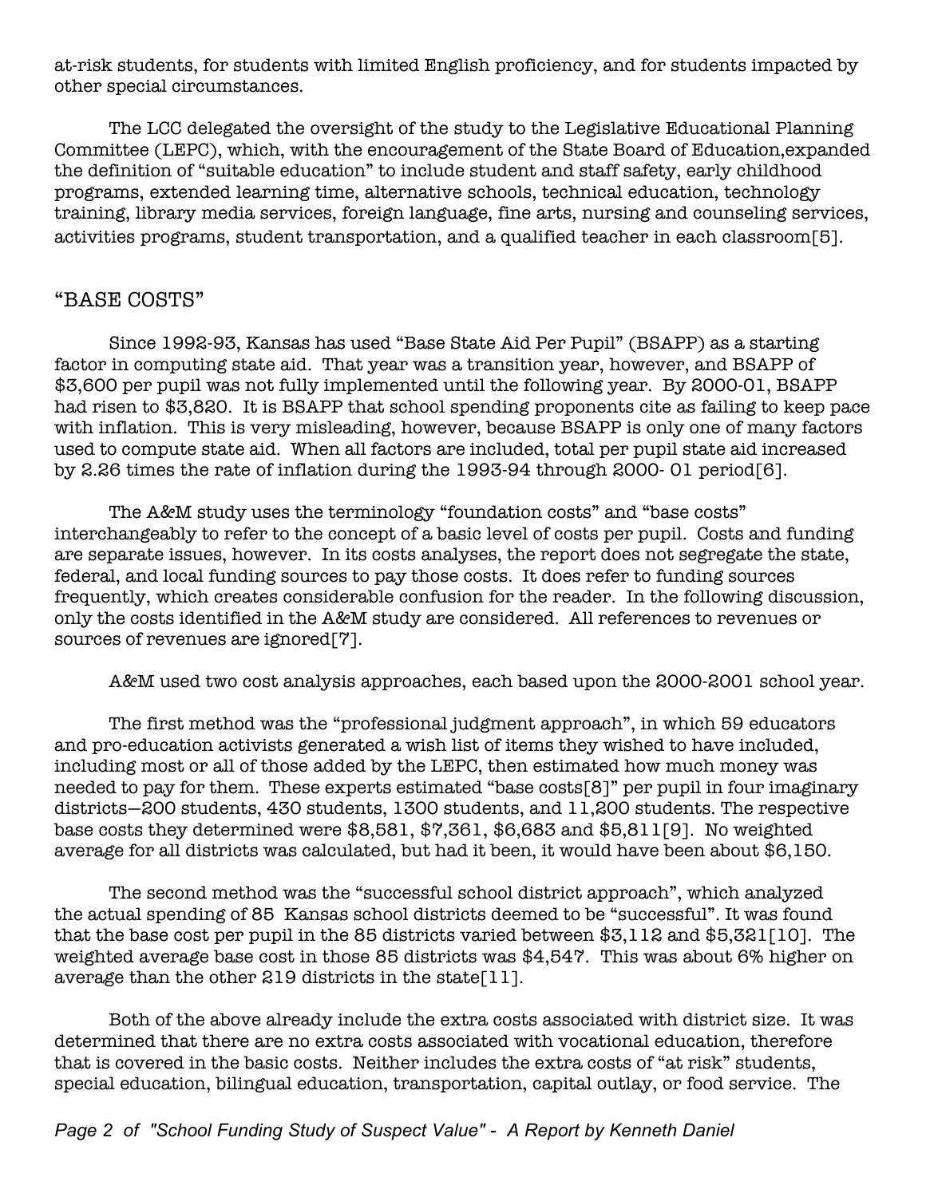at-risk students, for students with limited English proficiency, and for students impacted by other special circumstances.

The LCC delegated the oversight of the study to the Legislative Educational Planning Committee (LEPC), which, with the encouragement of the State Board of Education,expanded the definition of "suitable education" to include student and staff safety, early childhood programs, extended learning time, alternative schools, technical education, technology training, library media services, foreign language, fine arts, nursing and counseling services, activities programs, student transportation, and a qualified teacher in each classroom[5].

## "BASE COSTS"

Since 1992-93, Kansas has used "Base State Aid Per Pupil" (BSAPP) as a starting factor in computing state aid. That year was a transition year, however, and BSAPP of $3,600 per pupil was not fully implemented until the following year. By 2000-01, BSAPP had risen to $3,820. It is BSAPP that school spending proponents cite as failing to keep pace with inflation. This is very misleading, however, because BSAPP is only one of many factors used to compute state aid. When all factors are included, total per pupil state aid increased by 2.26 times the rate of inflation during the 1993-94 through 2000- 01 period[6].

The A&M study uses the terminology "foundation costs" and "base costs" interchangeably to refer to the concept of a basic level of costs per pupil. Costs and funding are separate issues, however. In its costs analyses, the report does not segregate the state, federal, and local funding sources to pay those costs. It does refer to funding sources frequently, which creates considerable confusion for the reader. In the following discussion, only the costs identified in the A&M study are considered. All references to revenues or sources of revenues are ignored[7].

A&M used two cost analysis approaches, each based upon the 2000-2001 school year.

The first method was the "professional judgment approach", in which 59 educators and pro-education activists generated a wish list of items they wished to have included, including most or all of those added by the LEPC, then estimated how much money was needed to pay for them. These experts estimated "base costs[8]" per pupil in four imaginary districts—200 students, 430 students, 1300 students, and 11,200 students. The respective base costs they determined were $8,581, $7,361, $6,683 and $5,811[9]. No weighted average for all districts was calculated, but had it been, it would have been about $6,150.

The second method was the "successful school district approach", which analyzed the actual spending of 85 Kansas school districts deemed to be "successful". It was found that the base cost per pupil in the 85 districts varied between $3,112 and $5,321[10]. The weighted average base cost in those 85 districts was $4,547. This was about 6% higher on average than the other 219 districts in the state[11].

Both of the above already include the extra costs associated with district size. It was determined that there are no extra costs associated with vocational education, therefore that is covered in the basic costs. Neither includes the extra costs of "at risk" students, special education, bilingual education, transportation, capital outlay, or food service. The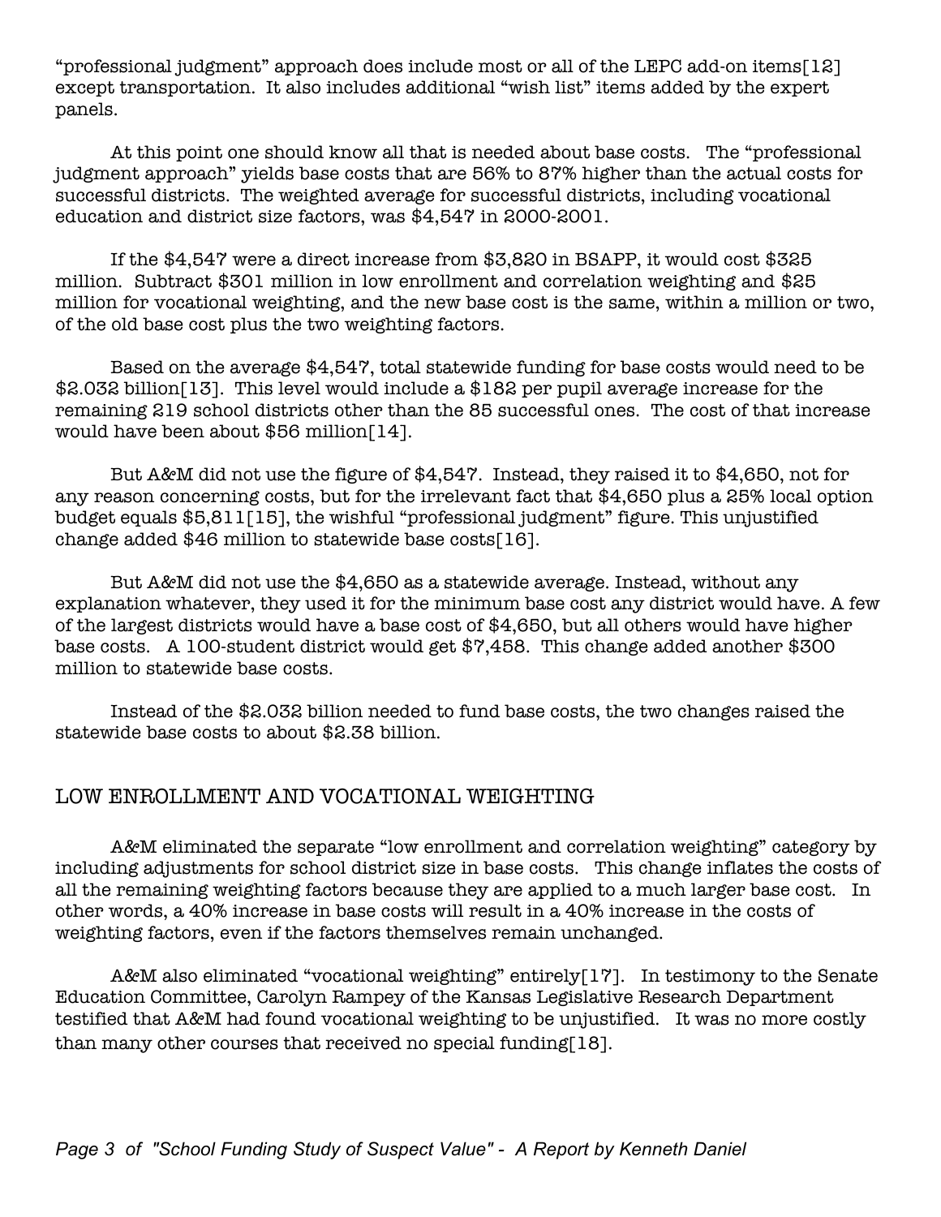"professional judgment" approach does include most or all of the LEPC add-on items[12] except transportation. It also includes additional "wish list" items added by the expert panels.

At this point one should know all that is needed about base costs. The "professional judgment approach" yields base costs that are 56% to 87% higher than the actual costs for successful districts. The weighted average for successful districts, including vocational education and district size factors, was $4,547 in 2000-2001.

If the $4,547 were a direct increase from $3,820 in BSAPP, it would cost $325 million. Subtract $301 million in low enrollment and correlation weighting and $25 million for vocational weighting, and the new base cost is the same, within a million or two, of the old base cost plus the two weighting factors.

Based on the average $4,547, total statewide funding for base costs would need to be $2.032 billion[13]. This level would include a $182 per pupil average increase for the remaining 219 school districts other than the 85 successful ones. The cost of that increase would have been about $56 million[14].

But A&M did not use the figure of $4,547. Instead, they raised it to $4,650, not for any reason concerning costs, but for the irrelevant fact that $4,650 plus a 25% local option budget equals $5,811[15], the wishful "professional judgment" figure. This unjustified change added $46 million to statewide base costs[16].

But A&M did not use the $4,650 as a statewide average. Instead, without any explanation whatever, they used it for the minimum base cost any district would have. A few of the largest districts would have a base cost of $4,650, but all others would have higher base costs. A 100-student district would get $7,458. This change added another $300 million to statewide base costs.

Instead of the $2.032 billion needed to fund base costs, the two changes raised the statewide base costs to about $2.38 billion.

## LOW ENROLLMENT AND VOCATIONAL WEIGHTING

A&M eliminated the separate "low enrollment and correlation weighting" category by including adjustments for school district size in base costs. This change inflates the costs of all the remaining weighting factors because they are applied to a much larger base cost. In other words, a 40% increase in base costs will result in a 40% increase in the costs of weighting factors, even if the factors themselves remain unchanged.

A&M also eliminated "vocational weighting" entirely[17]. In testimony to the Senate Education Committee, Carolyn Rampey of the Kansas Legislative Research Department testified that A&M had found vocational weighting to be unjustified. It was no more costly than many other courses that received no special funding[18].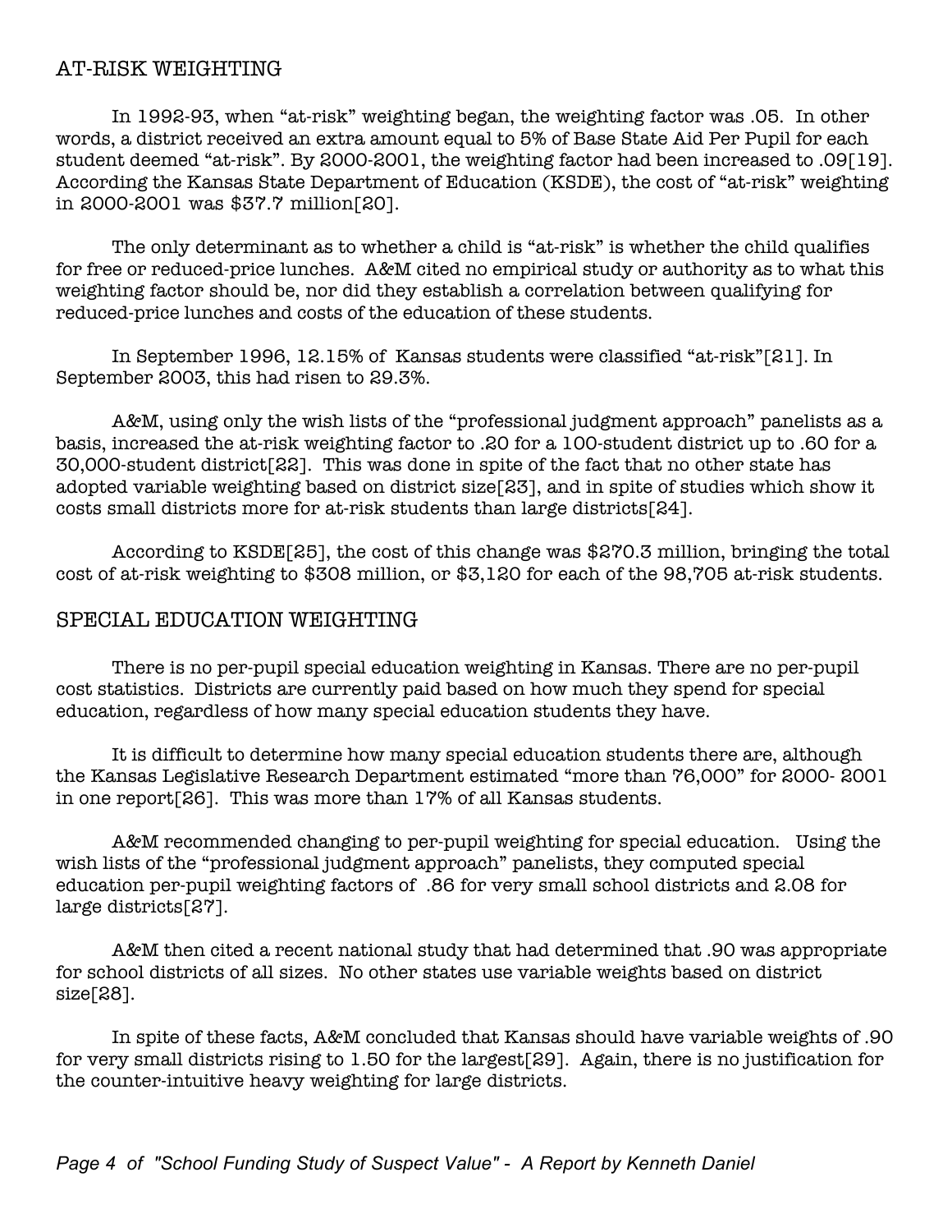## AT-RISK WEIGHTING

In 1992-93, when "at-risk" weighting began, the weighting factor was .05. In other words, a district received an extra amount equal to 5% of Base State Aid Per Pupil for each student deemed "at-risk". By 2000-2001, the weighting factor had been increased to .09[19]. According the Kansas State Department of Education (KSDE), the cost of "at-risk" weighting in 2000-2001 was $37.7 million[20].

The only determinant as to whether a child is "at-risk" is whether the child qualifies for free or reduced-price lunches. A&M cited no empirical study or authority as to what this weighting factor should be, nor did they establish a correlation between qualifying for reduced-price lunches and costs of the education of these students.

In September 1996, 12.15% of Kansas students were classified "at-risk"[21]. In September 2003, this had risen to 29.3%.

A&M, using only the wish lists of the "professional judgment approach" panelists as a basis, increased the at-risk weighting factor to .20 for a 100-student district up to .60 for a 30,000-student district[22]. This was done in spite of the fact that no other state has adopted variable weighting based on district size[23], and in spite of studies which show it costs small districts more for at-risk students than large districts[24].

According to KSDE[25], the cost of this change was $270.3 million, bringing the total cost of at-risk weighting to $308 million, or $3,120 for each of the 98,705 at-risk students.

## SPECIAL EDUCATION WEIGHTING

There is no per-pupil special education weighting in Kansas. There are no per-pupil cost statistics. Districts are currently paid based on how much they spend for special education, regardless of how many special education students they have.

It is difficult to determine how many special education students there are, although the Kansas Legislative Research Department estimated "more than 76,000" for 2000- 2001 in one report[26]. This was more than 17% of all Kansas students.

A&M recommended changing to per-pupil weighting for special education. Using the wish lists of the "professional judgment approach" panelists, they computed special education per-pupil weighting factors of .86 for very small school districts and 2.08 for large districts[27].

A&M then cited a recent national study that had determined that .90 was appropriate for school districts of all sizes. No other states use variable weights based on district size[28].

In spite of these facts, A&M concluded that Kansas should have variable weights of .90 for very small districts rising to 1.50 for the largest[29]. Again, there is no justification for the counter-intuitive heavy weighting for large districts.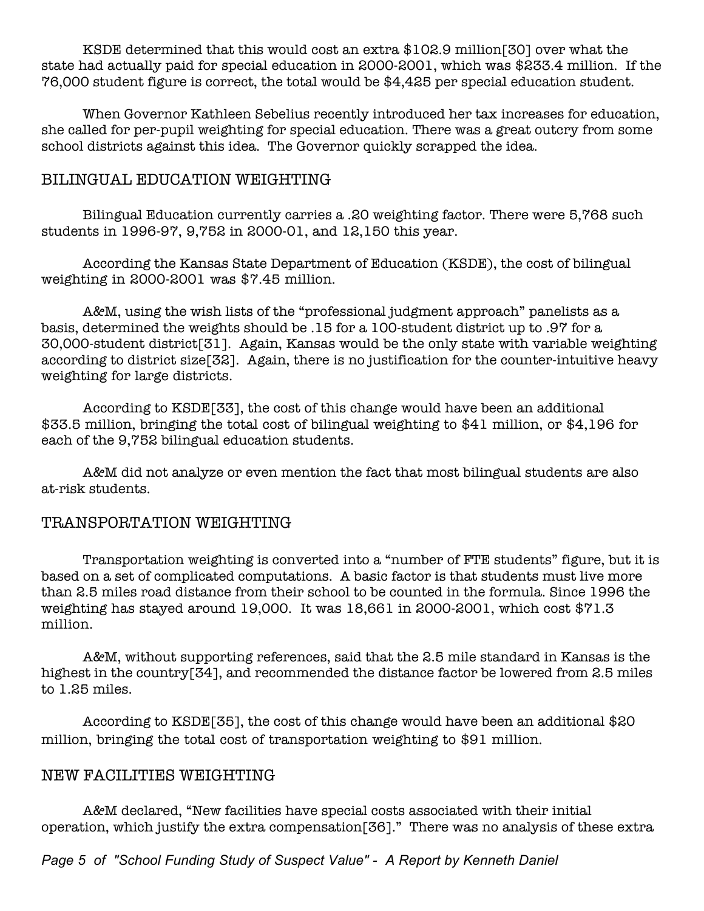KSDE determined that this would cost an extra $102.9 million[30] over what the state had actually paid for special education in 2000-2001, which was $233.4 million. If the 76,000 student figure is correct, the total would be $4,425 per special education student.

When Governor Kathleen Sebelius recently introduced her tax increases for education, she called for per-pupil weighting for special education. There was a great outcry from some school districts against this idea. The Governor quickly scrapped the idea.

## BILINGUAL EDUCATION WEIGHTING

Bilingual Education currently carries a .20 weighting factor. There were 5,768 such students in 1996-97, 9,752 in 2000-01, and 12,150 this year.

According the Kansas State Department of Education (KSDE), the cost of bilingual weighting in 2000-2001 was $7.45 million.

A&M, using the wish lists of the "professional judgment approach" panelists as a basis, determined the weights should be .15 for a 100-student district up to .97 for a 30,000-student district[31]. Again, Kansas would be the only state with variable weighting according to district size[32]. Again, there is no justification for the counter-intuitive heavy weighting for large districts.

According to KSDE[33], the cost of this change would have been an additional $33.5 million, bringing the total cost of bilingual weighting to $41 million, or $4,196 for each of the 9,752 bilingual education students.

A&M did not analyze or even mention the fact that most bilingual students are also at-risk students.

## TRANSPORTATION WEIGHTING

Transportation weighting is converted into a "number of FTE students" figure, but it is based on a set of complicated computations. A basic factor is that students must live more than 2.5 miles road distance from their school to be counted in the formula. Since 1996 the weighting has stayed around 19,000. It was 18,661 in 2000-2001, which cost $71.3 million.

A&M, without supporting references, said that the 2.5 mile standard in Kansas is the highest in the country[34], and recommended the distance factor be lowered from 2.5 miles to 1.25 miles.

According to KSDE[35], the cost of this change would have been an additional $20 million, bringing the total cost of transportation weighting to $91 million.

## NEW FACILITIES WEIGHTING

A&M declared, "New facilities have special costs associated with their initial operation, which justify the extra compensation[36]." There was no analysis of these extra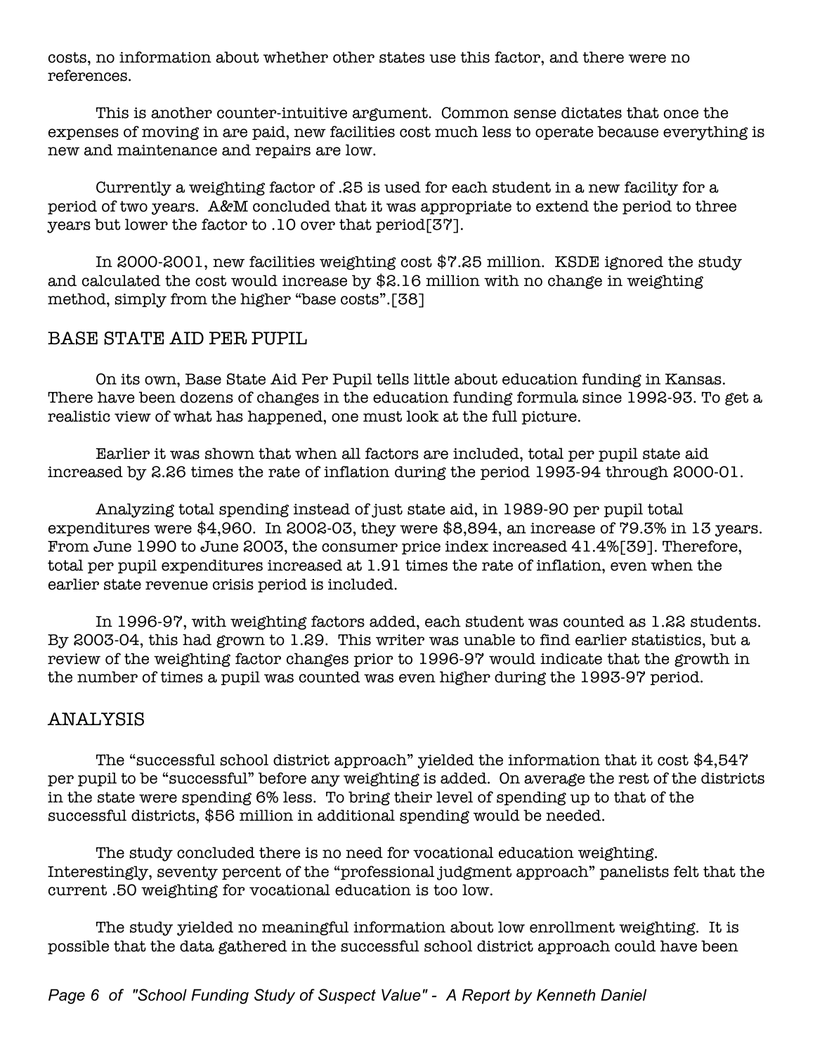costs, no information about whether other states use this factor, and there were no references.

This is another counter-intuitive argument. Common sense dictates that once the expenses of moving in are paid, new facilities cost much less to operate because everything is new and maintenance and repairs are low.

Currently a weighting factor of .25 is used for each student in a new facility for a period of two years. A&M concluded that it was appropriate to extend the period to three years but lower the factor to .10 over that period[37].

In 2000-2001, new facilities weighting cost $7.25 million. KSDE ignored the study and calculated the cost would increase by $2.16 million with no change in weighting method, simply from the higher "base costs".[38]

## BASE STATE AID PER PUPIL

On its own, Base State Aid Per Pupil tells little about education funding in Kansas. There have been dozens of changes in the education funding formula since 1992-93. To get a realistic view of what has happened, one must look at the full picture.

Earlier it was shown that when all factors are included, total per pupil state aid increased by 2.26 times the rate of inflation during the period 1993-94 through 2000-01.

Analyzing total spending instead of just state aid, in 1989-90 per pupil total expenditures were $4,960. In 2002-03, they were $8,894, an increase of 79.3% in 13 years. From June 1990 to June 2003, the consumer price index increased 41.4%[39]. Therefore, total per pupil expenditures increased at 1.91 times the rate of inflation, even when the earlier state revenue crisis period is included.

In 1996-97, with weighting factors added, each student was counted as 1.22 students. By 2003-04, this had grown to 1.29. This writer was unable to find earlier statistics, but a review of the weighting factor changes prior to 1996-97 would indicate that the growth in the number of times a pupil was counted was even higher during the 1993-97 period.

## ANALYSIS

The "successful school district approach" yielded the information that it cost $4,547 per pupil to be "successful" before any weighting is added. On average the rest of the districts in the state were spending 6% less. To bring their level of spending up to that of the successful districts, $56 million in additional spending would be needed.

The study concluded there is no need for vocational education weighting. Interestingly, seventy percent of the "professional judgment approach" panelists felt that the current .50 weighting for vocational education is too low.

The study yielded no meaningful information about low enrollment weighting. It is possible that the data gathered in the successful school district approach could have been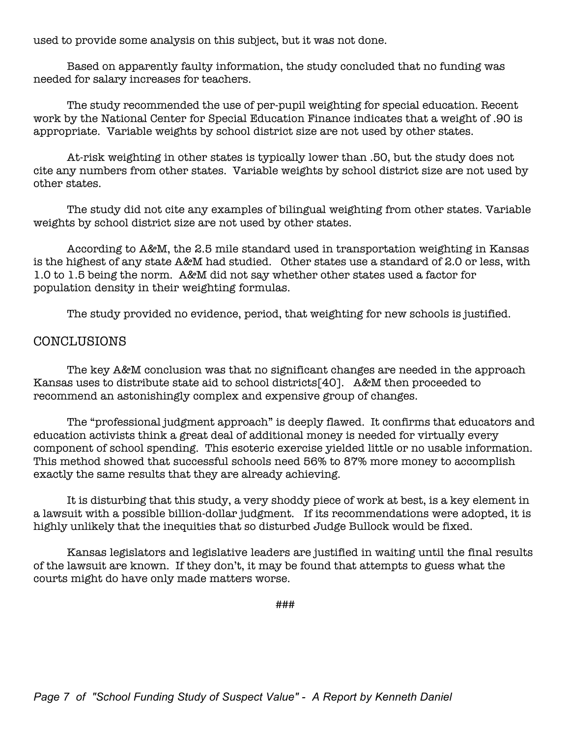used to provide some analysis on this subject, but it was not done.

Based on apparently faulty information, the study concluded that no funding was needed for salary increases for teachers.

The study recommended the use of per-pupil weighting for special education. Recent work by the National Center for Special Education Finance indicates that a weight of .90 is appropriate. Variable weights by school district size are not used by other states.

At-risk weighting in other states is typically lower than .50, but the study does not cite any numbers from other states. Variable weights by school district size are not used by other states.

The study did not cite any examples of bilingual weighting from other states. Variable weights by school district size are not used by other states.

According to A&M, the 2.5 mile standard used in transportation weighting in Kansas is the highest of any state A&M had studied. Other states use a standard of 2.0 or less, with 1.0 to 1.5 being the norm. A&M did not say whether other states used a factor for population density in their weighting formulas.

The study provided no evidence, period, that weighting for new schools is justified.

## CONCLUSIONS

The key A&M conclusion was that no significant changes are needed in the approach Kansas uses to distribute state aid to school districts[40]. A&M then proceeded to recommend an astonishingly complex and expensive group of changes.

The "professional judgment approach" is deeply flawed. It confirms that educators and education activists think a great deal of additional money is needed for virtually every component of school spending. This esoteric exercise yielded little or no usable information. This method showed that successful schools need 56% to 87% more money to accomplish exactly the same results that they are already achieving.

It is disturbing that this study, a very shoddy piece of work at best, is a key element in a lawsuit with a possible billion-dollar judgment. If its recommendations were adopted, it is highly unlikely that the inequities that so disturbed Judge Bullock would be fixed.

Kansas legislators and legislative leaders are justified in waiting until the final results of the lawsuit are known. If they don't, it may be found that attempts to guess what the courts might do have only made matters worse.

###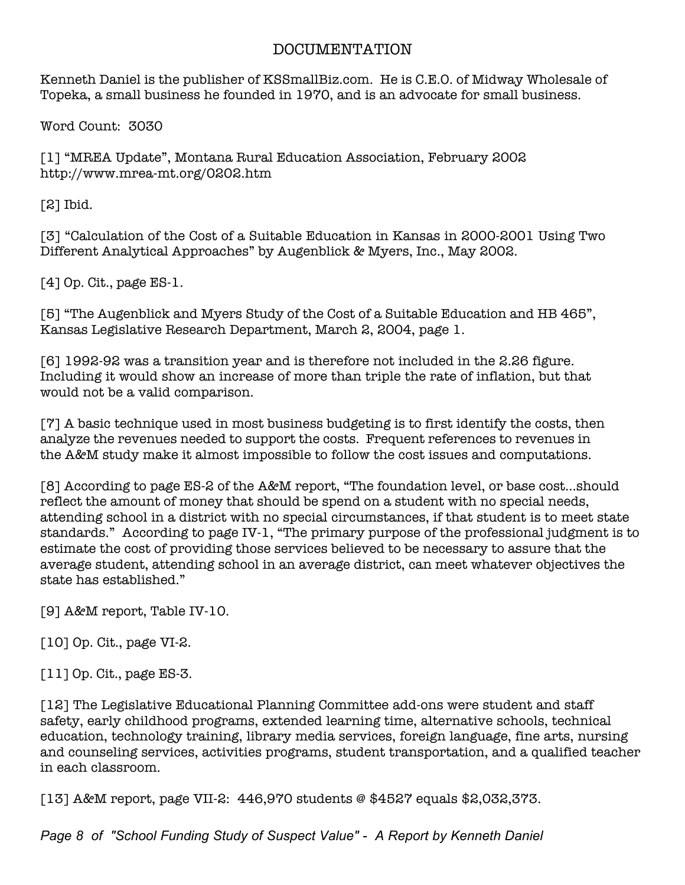# DOCUMENTATION

Kenneth Daniel is the publisher of KSSmallBiz.com. He is C.E.O. of Midway Wholesale of Topeka, a small business he founded in 1970, and is an advocate for small business.

Word Count: 3030

[1] "MREA Update", Montana Rural Education Association, February 2002 http://www.mrea-mt.org/0202.htm

[2] Ibid.

[3] "Calculation of the Cost of a Suitable Education in Kansas in 2000-2001 Using Two Different Analytical Approaches" by Augenblick & Myers, Inc., May 2002.

[4] Op. Cit., page ES-1.

[5] "The Augenblick and Myers Study of the Cost of a Suitable Education and HB 465", Kansas Legislative Research Department, March 2, 2004, page 1.

[6] 1992-92 was a transition year and is therefore not included in the 2.26 figure. Including it would show an increase of more than triple the rate of inflation, but that would not be a valid comparison.

[7] A basic technique used in most business budgeting is to first identify the costs, then analyze the revenues needed to support the costs. Frequent references to revenues in the A&M study make it almost impossible to follow the cost issues and computations.

[8] According to page ES-2 of the A&M report, "The foundation level, or base cost...should reflect the amount of money that should be spend on a student with no special needs, attending school in a district with no special circumstances, if that student is to meet state standards." According to page IV-1, "The primary purpose of the professional judgment is to estimate the cost of providing those services believed to be necessary to assure that the average student, attending school in an average district, can meet whatever objectives the state has established."

[9] A&M report, Table IV-10.

[10] Op. Cit., page VI-2.

[11] Op. Cit., page ES-3.

[12] The Legislative Educational Planning Committee add-ons were student and staff safety, early childhood programs, extended learning time, alternative schools, technical education, technology training, library media services, foreign language, fine arts, nursing and counseling services, activities programs, student transportation, and a qualified teacher in each classroom.

[13] A&M report, page VII-2: 446,970 students @ $4527 equals $2,032,373.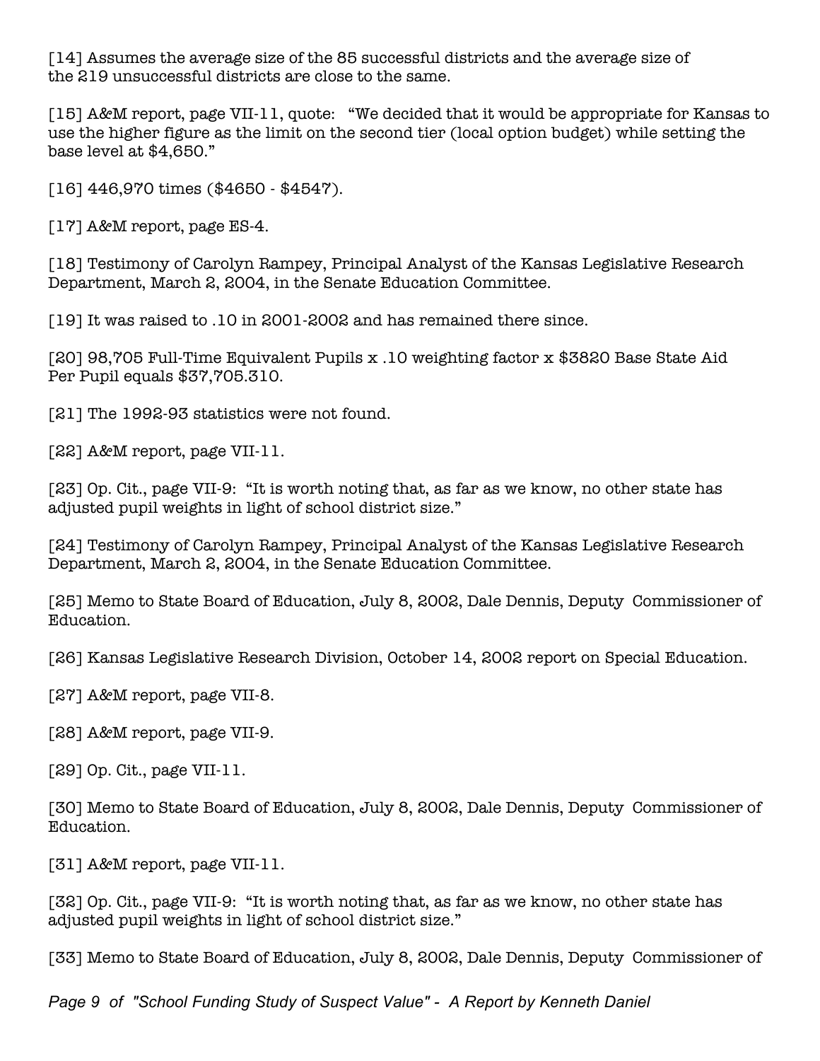[14] Assumes the average size of the 85 successful districts and the average size of the 219 unsuccessful districts are close to the same.

[15] A&M report, page VII-11, quote: "We decided that it would be appropriate for Kansas to use the higher figure as the limit on the second tier (local option budget) while setting the base level at $4,650."

[16] 446,970 times ($4650 - $4547).

[17] A&M report, page ES-4.

[18] Testimony of Carolyn Rampey, Principal Analyst of the Kansas Legislative Research Department, March 2, 2004, in the Senate Education Committee.

[19] It was raised to .10 in 2001-2002 and has remained there since.

[20] 98,705 Full-Time Equivalent Pupils x .10 weighting factor x $3820 Base State Aid Per Pupil equals $37,705.310.

[21] The 1992-93 statistics were not found.

[22] A&M report, page VII-11.

[23] Op. Cit., page VII-9: "It is worth noting that, as far as we know, no other state has adjusted pupil weights in light of school district size."

[24] Testimony of Carolyn Rampey, Principal Analyst of the Kansas Legislative Research Department, March 2, 2004, in the Senate Education Committee.

[25] Memo to State Board of Education, July 8, 2002, Dale Dennis, Deputy Commissioner of Education.

[26] Kansas Legislative Research Division, October 14, 2002 report on Special Education.

[27] A&M report, page VII-8.

[28] A&M report, page VII-9.

[29] Op. Cit., page VII-11.

[30] Memo to State Board of Education, July 8, 2002, Dale Dennis, Deputy Commissioner of Education.

[31] A&M report, page VII-11.

[32] Op. Cit., page VII-9: "It is worth noting that, as far as we know, no other state has adjusted pupil weights in light of school district size."

[33] Memo to State Board of Education, July 8, 2002, Dale Dennis, Deputy Commissioner of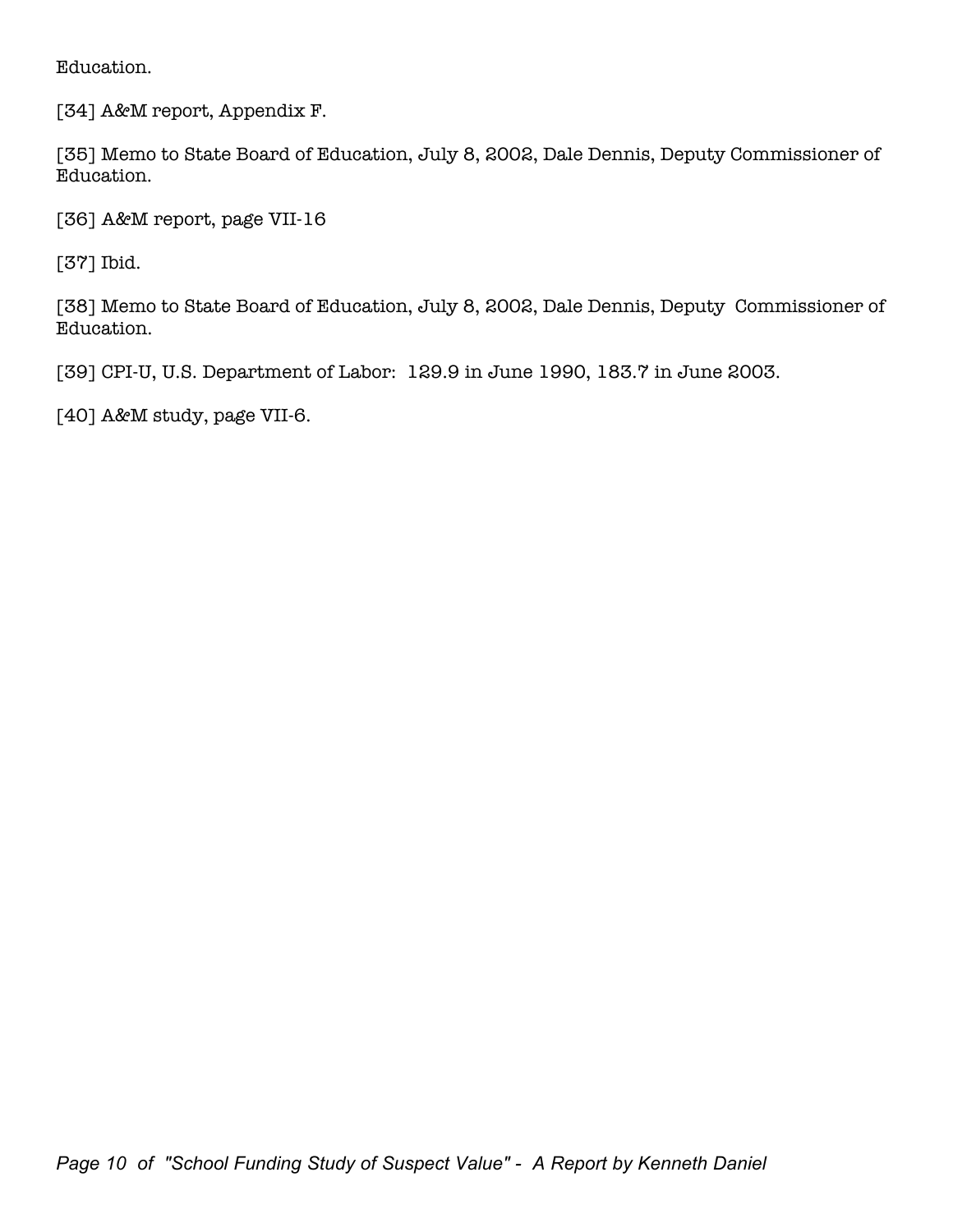Education.

[34] A&M report, Appendix F.

[35] Memo to State Board of Education, July 8, 2002, Dale Dennis, Deputy Commissioner of Education.

[36] A&M report, page VII-16

[37] Ibid.

[38] Memo to State Board of Education, July 8, 2002, Dale Dennis, Deputy Commissioner of Education.

[39] CPI-U, U.S. Department of Labor: 129.9 in June 1990, 183.7 in June 2003.

[40] A&M study, page VII-6.